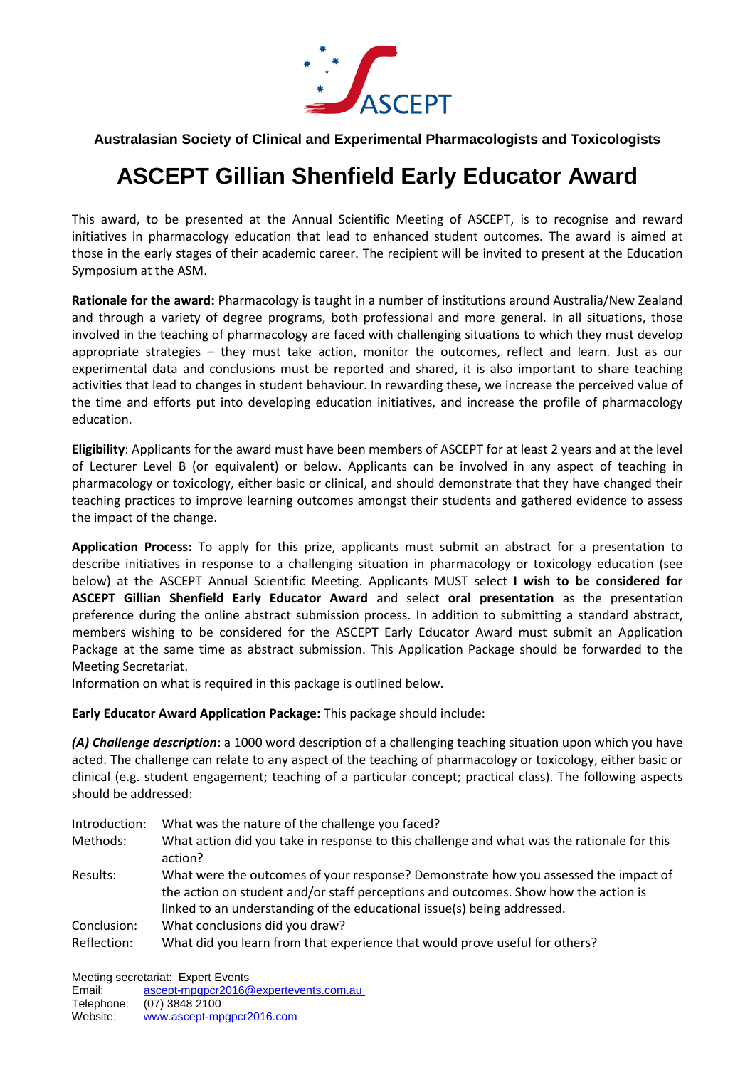Australasian Society of Clinical and Experimental Pharmacologists and Toxicologists

# ASCEPT Gillian Shenfield Early Educator Award

This award, to be presented at the Annual Scientific Meeting of ASCEPT, is to recognise and reward initiatives in pharmacology education that lead to enhanced student outcomes. The award is aimed at those in the early stages of their academic career. The recipient will be invited to present at the Education Symposium at the ASM.

**Rationale for the award:** Pharmacology is taught in a number of institutions around Australia/New Zealand and through a variety of degree programs, both professional and more general. In all situations, those involved in the teaching of pharmacology are faced with challenging situations to which they must develop appropriate strategies – they must take action, monitor the outcomes, reflect and learn. Just as our experimental data and conclusions must be reported and shared, it is also important to share teaching activities that lead to changes in student behaviour. In rewarding these**,** we increase the perceived value of the time and efforts put into developing education initiatives, and increase the profile of pharmacology education.

**Eligibility**: Applicants for the award must have been members of ASCEPT for at least 2 years and at the level of Lecturer Level B (or equivalent) or below. Applicants can be involved in any aspect of teaching in pharmacology or toxicology, either basic or clinical, and should demonstrate that they have changed their teaching practices to improve learning outcomes amongst their students and gathered evidence to assess the impact of the change.

**Application Process:** To apply for this prize, applicants must submit an abstract for a presentation to describe initiatives in response to a challenging situation in pharmacology or toxicology education (see below) at the ASCEPT Annual Scientific Meeting. Applicants MUST select **I wish to be considered for ASCEPT Gillian Shenfield Early Educator Award** and select **oral presentation** as the presentation preference during the online abstract submission process. In addition to submitting a standard abstract, members wishing to be considered for the ASCEPT Early Educator Award must submit an Application Package at the same time as abstract submission. This Application Package should be forwarded to the Meeting Secretariat.
Information on what is required in this package is outlined below.

**Early Educator Award Application Package:** This package should include:

***(A) Challenge description***: a 1000 word description of a challenging teaching situation upon which you have acted. The challenge can relate to any aspect of the teaching of pharmacology or toxicology, either basic or clinical (e.g. student engagement; teaching of a particular concept; practical class). The following aspects should be addressed:

- Introduction: What was the nature of the challenge you faced?
- Methods: What action did you take in response to this challenge and what was the rationale for this action?
- Results: What were the outcomes of your response? Demonstrate how you assessed the impact of the action on student and/or staff perceptions and outcomes. Show how the action is linked to an understanding of the educational issue(s) being addressed.
- Conclusion: What conclusions did you draw?
- Reflection: What did you learn from that experience that would prove useful for others?

Meeting secretariat: Expert Events
Email: ascept-mpgpcr2016@expertevents.com.au
Telephone: (07) 3848 2100
Website: www.ascept-mpgpcr2016.com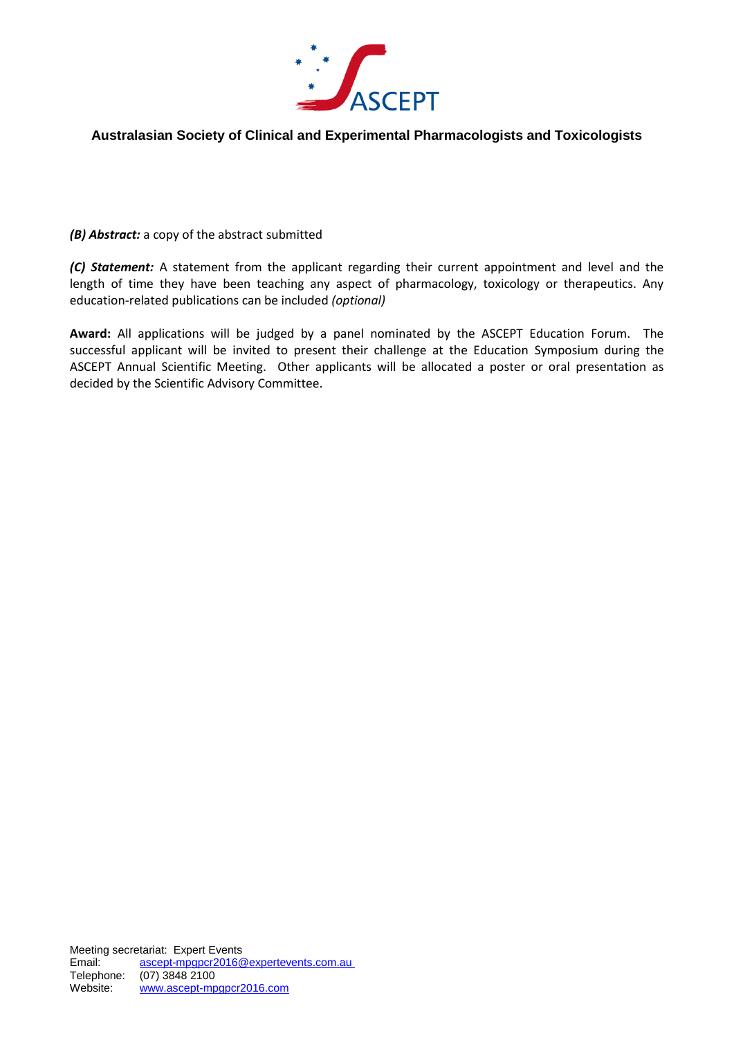**Australasian Society of Clinical and Experimental Pharmacologists and Toxicologists**

***(B) Abstract:*** a copy of the abstract submitted

***(C) Statement:*** A statement from the applicant regarding their current appointment and level and the length of time they have been teaching any aspect of pharmacology, toxicology or therapeutics. Any education-related publications can be included *(optional)*

**Award:** All applications will be judged by a panel nominated by the ASCEPT Education Forum. The successful applicant will be invited to present their challenge at the Education Symposium during the ASCEPT Annual Scientific Meeting. Other applicants will be allocated a poster or oral presentation as decided by the Scientific Advisory Committee.

Meeting secretariat: Expert Events
Email: ascept-mpgpcr2016@expertevents.com.au
Telephone: (07) 3848 2100
Website: www.ascept-mpgpcr2016.com